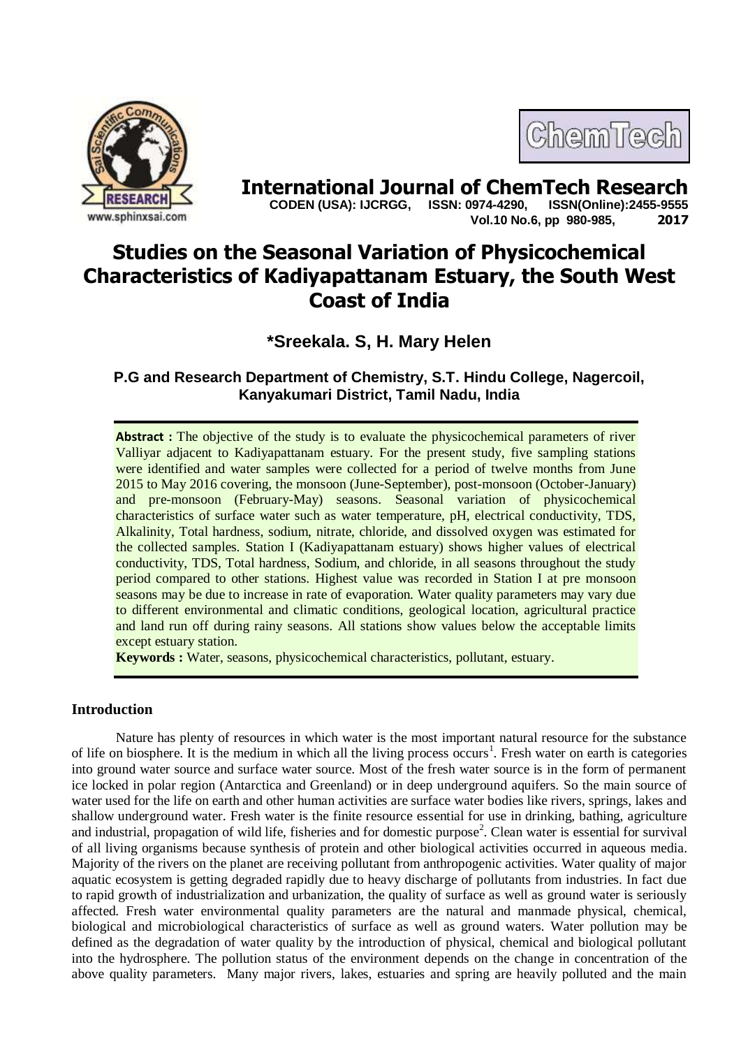# International Journal of ChemTech Research

**CODEN (USA): IJCRGG, ISSN: 0974-4290, ISSN(Online):2455-9555**
**Vol.10 No.6, pp 980-985, 2017**

# Studies on the Seasonal Variation of Physicochemical Characteristics of Kadiyapattanam Estuary, the South West Coast of India

## *Sreekala. S, H. Mary Helen

### P.G and Research Department of Chemistry, S.T. Hindu College, Nagercoil, Kanyakumari District, Tamil Nadu, India

**Abstract :** The objective of the study is to evaluate the physicochemical parameters of river Valliyar adjacent to Kadiyapattanam estuary. For the present study, five sampling stations were identified and water samples were collected for a period of twelve months from June 2015 to May 2016 covering, the monsoon (June-September), post-monsoon (October-January) and pre-monsoon (February-May) seasons. Seasonal variation of physicochemical characteristics of surface water such as water temperature, pH, electrical conductivity, TDS, Alkalinity, Total hardness, sodium, nitrate, chloride, and dissolved oxygen was estimated for the collected samples. Station I (Kadiyapattanam estuary) shows higher values of electrical conductivity, TDS, Total hardness, Sodium, and chloride, in all seasons throughout the study period compared to other stations. Highest value was recorded in Station I at pre monsoon seasons may be due to increase in rate of evaporation. Water quality parameters may vary due to different environmental and climatic conditions, geological location, agricultural practice and land run off during rainy seasons. All stations show values below the acceptable limits except estuary station.

**Keywords :** Water, seasons, physicochemical characteristics, pollutant, estuary.

## Introduction

Nature has plenty of resources in which water is the most important natural resource for the substance of life on biosphere. It is the medium in which all the living process occurs[1]. Fresh water on earth is categories into ground water source and surface water source. Most of the fresh water source is in the form of permanent ice locked in polar region (Antarctica and Greenland) or in deep underground aquifers. So the main source of water used for the life on earth and other human activities are surface water bodies like rivers, springs, lakes and shallow underground water. Fresh water is the finite resource essential for use in drinking, bathing, agriculture and industrial, propagation of wild life, fisheries and for domestic purpose[2]. Clean water is essential for survival of all living organisms because synthesis of protein and other biological activities occurred in aqueous media. Majority of the rivers on the planet are receiving pollutant from anthropogenic activities. Water quality of major aquatic ecosystem is getting degraded rapidly due to heavy discharge of pollutants from industries. In fact due to rapid growth of industrialization and urbanization, the quality of surface as well as ground water is seriously affected. Fresh water environmental quality parameters are the natural and manmade physical, chemical, biological and microbiological characteristics of surface as well as ground waters. Water pollution may be defined as the degradation of water quality by the introduction of physical, chemical and biological pollutant into the hydrosphere. The pollution status of the environment depends on the change in concentration of the above quality parameters. Many major rivers, lakes, estuaries and spring are heavily polluted and the main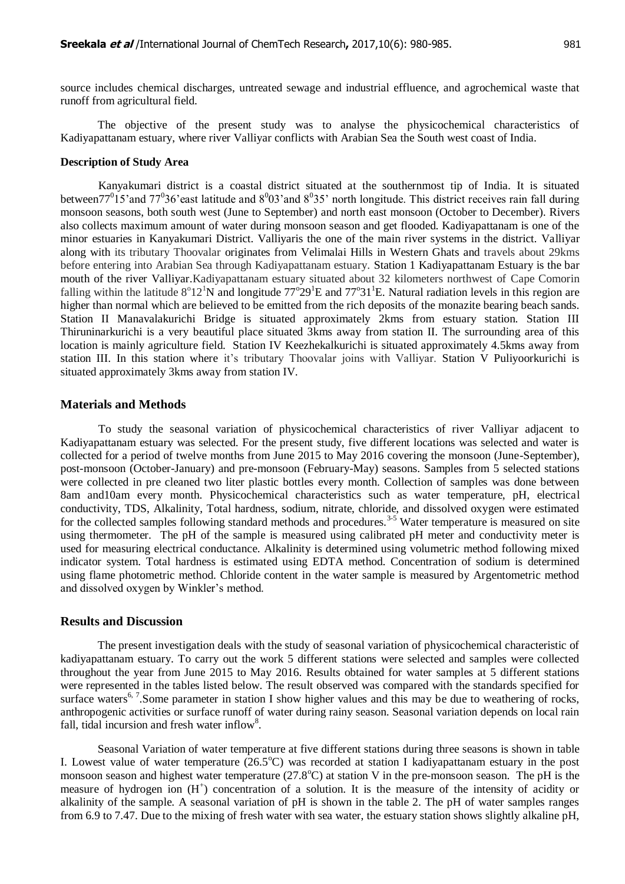source includes chemical discharges, untreated sewage and industrial effluence, and agrochemical waste that runoff from agricultural field.

The objective of the present study was to analyse the physicochemical characteristics of Kadiyapattanam estuary, where river Valliyar conflicts with Arabian Sea the South west coast of India.

### Description of Study Area

Kanyakumari district is a coastal district situated at the southernmost tip of India. It is situated between$77^{0}15$'and $77^{0}36$'east latitude and $8^{0}03$'and $8^{0}35$' north longitude. This district receives rain fall during monsoon seasons, both south west (June to September) and north east monsoon (October to December). Rivers also collects maximum amount of water during monsoon season and get flooded. Kadiyapattanam is one of the minor estuaries in Kanyakumari District. Valliyaris the one of the main river systems in the district. Valliyar along with its tributary Thoovalar originates from Velimalai Hills in Western Ghats and travels about 29kms before entering into Arabian Sea through Kadiyapattanam estuary. Station 1 Kadiyapattanam Estuary is the bar mouth of the river Valliyar.Kadiyapattanam estuary situated about 32 kilometers northwest of Cape Comorin falling within the latitude $8^{o}12^{1}$N and longitude $77^{o}29^{1}$E and $77^{o}31^{1}$E. Natural radiation levels in this region are higher than normal which are believed to be emitted from the rich deposits of the monazite bearing beach sands. Station II Manavalakurichi Bridge is situated approximately 2kms from estuary station. Station III Thiruninarkurichi is a very beautiful place situated 3kms away from station II. The surrounding area of this location is mainly agriculture field. Station IV Keezhekalkurichi is situated approximately 4.5kms away from station III. In this station where it's tributary Thoovalar joins with Valliyar. Station V Puliyoorkurichi is situated approximately 3kms away from station IV.

## Materials and Methods

To study the seasonal variation of physicochemical characteristics of river Valliyar adjacent to Kadiyapattanam estuary was selected. For the present study, five different locations was selected and water is collected for a period of twelve months from June 2015 to May 2016 covering the monsoon (June-September), post-monsoon (October-January) and pre-monsoon (February-May) seasons. Samples from 5 selected stations were collected in pre cleaned two liter plastic bottles every month. Collection of samples was done between 8am and10am every month. Physicochemical characteristics such as water temperature, pH, electrical conductivity, TDS, Alkalinity, Total hardness, sodium, nitrate, chloride, and dissolved oxygen were estimated for the collected samples following standard methods and procedures.[3-5] Water temperature is measured on site using thermometer. The pH of the sample is measured using calibrated pH meter and conductivity meter is used for measuring electrical conductance. Alkalinity is determined using volumetric method following mixed indicator system. Total hardness is estimated using EDTA method. Concentration of sodium is determined using flame photometric method. Chloride content in the water sample is measured by Argentometric method and dissolved oxygen by Winkler's method.

## Results and Discussion

The present investigation deals with the study of seasonal variation of physicochemical characteristic of kadiyapattanam estuary. To carry out the work 5 different stations were selected and samples were collected throughout the year from June 2015 to May 2016. Results obtained for water samples at 5 different stations were represented in the tables listed below. The result observed was compared with the standards specified for surface waters[6, 7].Some parameter in station I show higher values and this may be due to weathering of rocks, anthropogenic activities or surface runoff of water during rainy season. Seasonal variation depends on local rain fall, tidal incursion and fresh water inflow[8].

Seasonal Variation of water temperature at five different stations during three seasons is shown in table I. Lowest value of water temperature ($26.5^{o}$C) was recorded at station I kadiyapattanam estuary in the post monsoon season and highest water temperature ($27.8^{o}$C) at station V in the pre-monsoon season. The pH is the measure of hydrogen ion ($H^{+}$) concentration of a solution. It is the measure of the intensity of acidity or alkalinity of the sample. A seasonal variation of pH is shown in the table 2. The pH of water samples ranges from 6.9 to 7.47. Due to the mixing of fresh water with sea water, the estuary station shows slightly alkaline pH,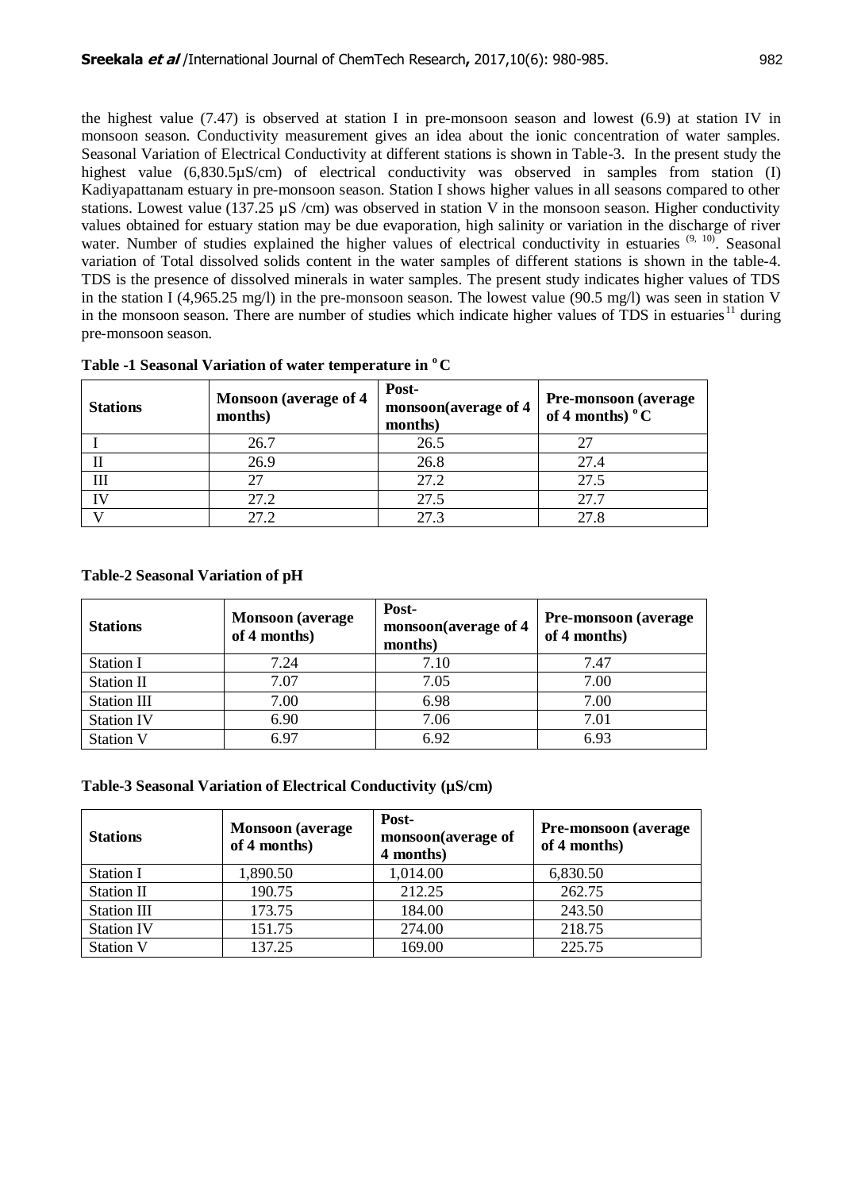the highest value (7.47) is observed at station I in pre-monsoon season and lowest (6.9) at station IV in monsoon season. Conductivity measurement gives an idea about the ionic concentration of water samples. Seasonal Variation of Electrical Conductivity at different stations is shown in Table-3. In the present study the highest value (6,830.5µS/cm) of electrical conductivity was observed in samples from station (I) Kadiyapattanam estuary in pre-monsoon season. Station I shows higher values in all seasons compared to other stations. Lowest value (137.25 µS /cm) was observed in station V in the monsoon season. Higher conductivity values obtained for estuary station may be due evaporation, high salinity or variation in the discharge of river water. Number of studies explained the higher values of electrical conductivity in estuaries [9, 10]. Seasonal variation of Total dissolved solids content in the water samples of different stations is shown in the table-4. TDS is the presence of dissolved minerals in water samples. The present study indicates higher values of TDS in the station I (4,965.25 mg/l) in the pre-monsoon season. The lowest value (90.5 mg/l) was seen in station V in the monsoon season. There are number of studies which indicate higher values of TDS in estuaries[11] during pre-monsoon season.

**Table -1 Seasonal Variation of water temperature in $^{o}$C**

| Stations | Monsoon (average of 4 months) | Post-monsoon(average of 4 months) | Pre-monsoon (average of 4 months) $^{o}$C |
|---|---|---|---|
| I | 26.7 | 26.5 | 27 |
| II | 26.9 | 26.8 | 27.4 |
| III | 27 | 27.2 | 27.5 |
| IV | 27.2 | 27.5 | 27.7 |
| V | 27.2 | 27.3 | 27.8 |

**Table-2 Seasonal Variation of pH**

| Stations | Monsoon (average of 4 months) | Post-monsoon(average of 4 months) | Pre-monsoon (average of 4 months) |
|---|---|---|---|
| Station I | 7.24 | 7.10 | 7.47 |
| Station II | 7.07 | 7.05 | 7.00 |
| Station III | 7.00 | 6.98 | 7.00 |
| Station IV | 6.90 | 7.06 | 7.01 |
| Station V | 6.97 | 6.92 | 6.93 |

**Table-3 Seasonal Variation of Electrical Conductivity (µS/cm)**

| Stations | Monsoon (average of 4 months) | Post-monsoon(average of 4 months) | Pre-monsoon (average of 4 months) |
|---|---|---|---|
| Station I | 1,890.50 | 1,014.00 | 6,830.50 |
| Station II | 190.75 | 212.25 | 262.75 |
| Station III | 173.75 | 184.00 | 243.50 |
| Station IV | 151.75 | 274.00 | 218.75 |
| Station V | 137.25 | 169.00 | 225.75 |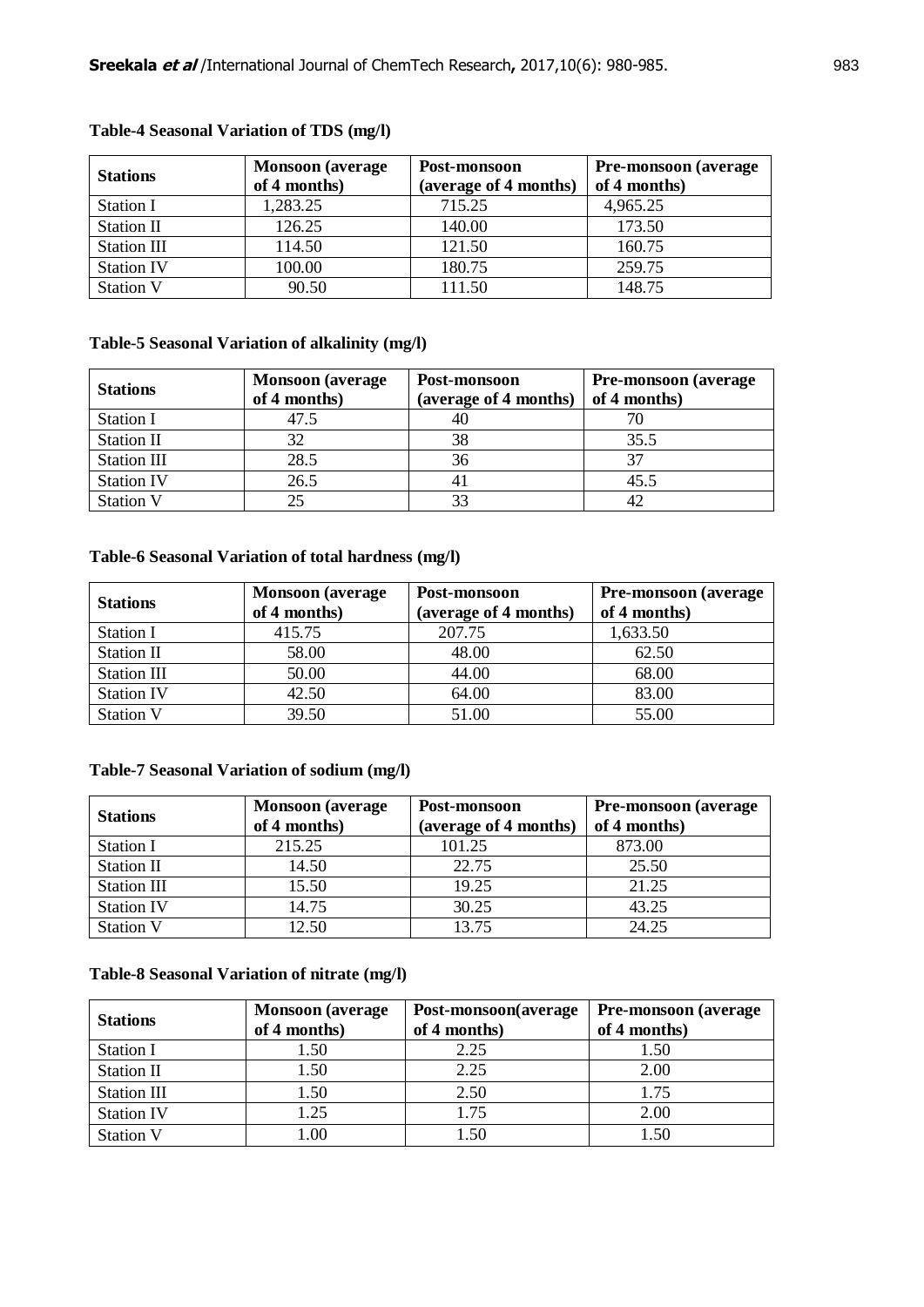**Table-4 Seasonal Variation of TDS (mg/l)**

| Stations | Monsoon (average of 4 months) | Post-monsoon (average of 4 months) | Pre-monsoon (average of 4 months) |
|---|---|---|---|
| Station I | 1,283.25 | 715.25 | 4,965.25 |
| Station II | 126.25 | 140.00 | 173.50 |
| Station III | 114.50 | 121.50 | 160.75 |
| Station IV | 100.00 | 180.75 | 259.75 |
| Station V | 90.50 | 111.50 | 148.75 |

**Table-5 Seasonal Variation of alkalinity (mg/l)**

| Stations | Monsoon (average of 4 months) | Post-monsoon (average of 4 months) | Pre-monsoon (average of 4 months) |
|---|---|---|---|
| Station I | 47.5 | 40 | 70 |
| Station II | 32 | 38 | 35.5 |
| Station III | 28.5 | 36 | 37 |
| Station IV | 26.5 | 41 | 45.5 |
| Station V | 25 | 33 | 42 |

**Table-6 Seasonal Variation of total hardness (mg/l)**

| Stations | Monsoon (average of 4 months) | Post-monsoon (average of 4 months) | Pre-monsoon (average of 4 months) |
|---|---|---|---|
| Station I | 415.75 | 207.75 | 1,633.50 |
| Station II | 58.00 | 48.00 | 62.50 |
| Station III | 50.00 | 44.00 | 68.00 |
| Station IV | 42.50 | 64.00 | 83.00 |
| Station V | 39.50 | 51.00 | 55.00 |

**Table-7 Seasonal Variation of sodium (mg/l)**

| Stations | Monsoon (average of 4 months) | Post-monsoon (average of 4 months) | Pre-monsoon (average of 4 months) |
|---|---|---|---|
| Station I | 215.25 | 101.25 | 873.00 |
| Station II | 14.50 | 22.75 | 25.50 |
| Station III | 15.50 | 19.25 | 21.25 |
| Station IV | 14.75 | 30.25 | 43.25 |
| Station V | 12.50 | 13.75 | 24.25 |

**Table-8 Seasonal Variation of nitrate (mg/l)**

| Stations | Monsoon (average of 4 months) | Post-monsoon(average of 4 months) | Pre-monsoon (average of 4 months) |
|---|---|---|---|
| Station I | 1.50 | 2.25 | 1.50 |
| Station II | 1.50 | 2.25 | 2.00 |
| Station III | 1.50 | 2.50 | 1.75 |
| Station IV | 1.25 | 1.75 | 2.00 |
| Station V | 1.00 | 1.50 | 1.50 |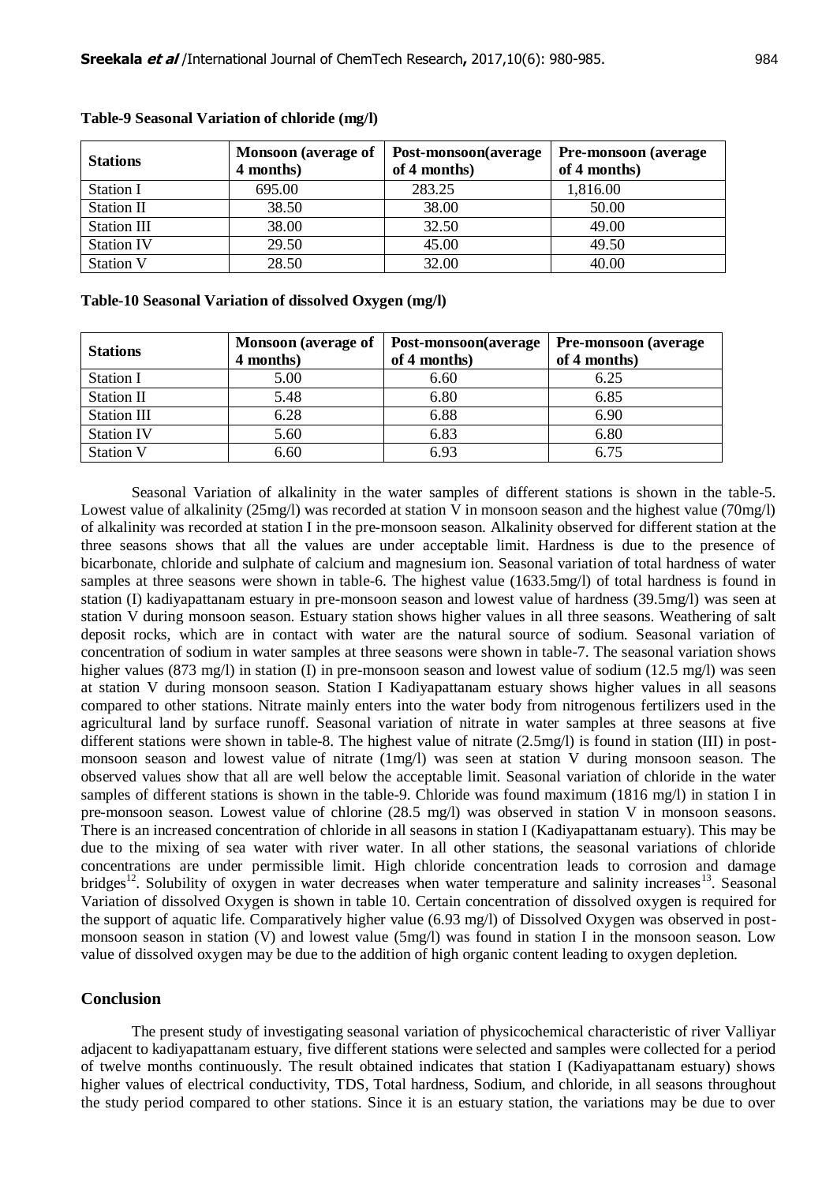**Table-9 Seasonal Variation of chloride (mg/l)**

| Stations | Monsoon (average of 4 months) | Post-monsoon(average of 4 months) | Pre-monsoon (average of 4 months) |
|---|---|---|---|
| Station I | 695.00 | 283.25 | 1,816.00 |
| Station II | 38.50 | 38.00 | 50.00 |
| Station III | 38.00 | 32.50 | 49.00 |
| Station IV | 29.50 | 45.00 | 49.50 |
| Station V | 28.50 | 32.00 | 40.00 |

**Table-10 Seasonal Variation of dissolved Oxygen (mg/l)**

| Stations | Monsoon (average of 4 months) | Post-monsoon(average of 4 months) | Pre-monsoon (average of 4 months) |
|---|---|---|---|
| Station I | 5.00 | 6.60 | 6.25 |
| Station II | 5.48 | 6.80 | 6.85 |
| Station III | 6.28 | 6.88 | 6.90 |
| Station IV | 5.60 | 6.83 | 6.80 |
| Station V | 6.60 | 6.93 | 6.75 |

Seasonal Variation of alkalinity in the water samples of different stations is shown in the table-5. Lowest value of alkalinity (25mg/l) was recorded at station V in monsoon season and the highest value (70mg/l) of alkalinity was recorded at station I in the pre-monsoon season. Alkalinity observed for different station at the three seasons shows that all the values are under acceptable limit. Hardness is due to the presence of bicarbonate, chloride and sulphate of calcium and magnesium ion. Seasonal variation of total hardness of water samples at three seasons were shown in table-6. The highest value (1633.5mg/l) of total hardness is found in station (I) kadiyapattanam estuary in pre-monsoon season and lowest value of hardness (39.5mg/l) was seen at station V during monsoon season. Estuary station shows higher values in all three seasons. Weathering of salt deposit rocks, which are in contact with water are the natural source of sodium. Seasonal variation of concentration of sodium in water samples at three seasons were shown in table-7. The seasonal variation shows higher values (873 mg/l) in station (I) in pre-monsoon season and lowest value of sodium (12.5 mg/l) was seen at station V during monsoon season. Station I Kadiyapattanam estuary shows higher values in all seasons compared to other stations. Nitrate mainly enters into the water body from nitrogenous fertilizers used in the agricultural land by surface runoff. Seasonal variation of nitrate in water samples at three seasons at five different stations were shown in table-8. The highest value of nitrate (2.5mg/l) is found in station (III) in post-monsoon season and lowest value of nitrate (1mg/l) was seen at station V during monsoon season. The observed values show that all are well below the acceptable limit. Seasonal variation of chloride in the water samples of different stations is shown in the table-9. Chloride was found maximum (1816 mg/l) in station I in pre-monsoon season. Lowest value of chlorine (28.5 mg/l) was observed in station V in monsoon seasons. There is an increased concentration of chloride in all seasons in station I (Kadiyapattanam estuary). This may be due to the mixing of sea water with river water. In all other stations, the seasonal variations of chloride concentrations are under permissible limit. High chloride concentration leads to corrosion and damage bridges[12]. Solubility of oxygen in water decreases when water temperature and salinity increases[13]. Seasonal Variation of dissolved Oxygen is shown in table 10. Certain concentration of dissolved oxygen is required for the support of aquatic life. Comparatively higher value (6.93 mg/l) of Dissolved Oxygen was observed in post-monsoon season in station (V) and lowest value (5mg/l) was found in station I in the monsoon season. Low value of dissolved oxygen may be due to the addition of high organic content leading to oxygen depletion.

## Conclusion

The present study of investigating seasonal variation of physicochemical characteristic of river Valliyar adjacent to kadiyapattanam estuary, five different stations were selected and samples were collected for a period of twelve months continuously. The result obtained indicates that station I (Kadiyapattanam estuary) shows higher values of electrical conductivity, TDS, Total hardness, Sodium, and chloride, in all seasons throughout the study period compared to other stations. Since it is an estuary station, the variations may be due to over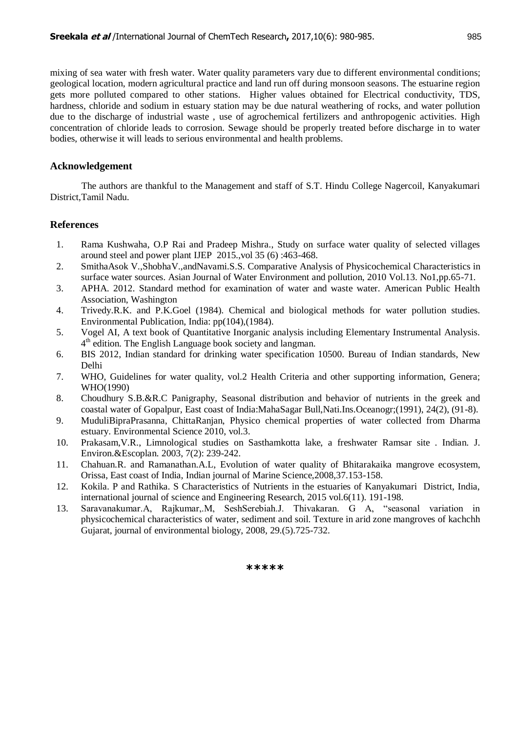mixing of sea water with fresh water. Water quality parameters vary due to different environmental conditions; geological location, modern agricultural practice and land run off during monsoon seasons. The estuarine region gets more polluted compared to other stations. Higher values obtained for Electrical conductivity, TDS, hardness, chloride and sodium in estuary station may be due natural weathering of rocks, and water pollution due to the discharge of industrial waste , use of agrochemical fertilizers and anthropogenic activities. High concentration of chloride leads to corrosion. Sewage should be properly treated before discharge in to water bodies, otherwise it will leads to serious environmental and health problems.

## Acknowledgement

The authors are thankful to the Management and staff of S.T. Hindu College Nagercoil, Kanyakumari District,Tamil Nadu.

## References

1. Rama Kushwaha, O.P Rai and Pradeep Mishra., Study on surface water quality of selected villages around steel and power plant IJEP 2015.,vol 35 (6) :463-468.
2. SmithaAsok V.,ShobhaV.,andNavami.S.S. Comparative Analysis of Physicochemical Characteristics in surface water sources. Asian Journal of Water Environment and pollution, 2010 Vol.13. No1,pp.65-71.
3. APHA. 2012. Standard method for examination of water and waste water. American Public Health Association, Washington
4. Trivedy.R.K. and P.K.Goel (1984). Chemical and biological methods for water pollution studies. Environmental Publication, India: pp(104),(1984).
5. Vogel AI, A text book of Quantitative Inorganic analysis including Elementary Instrumental Analysis. 4th edition. The English Language book society and langman.
6. BIS 2012, Indian standard for drinking water specification 10500. Bureau of Indian standards, New Delhi
7. WHO, Guidelines for water quality, vol.2 Health Criteria and other supporting information, Genera; WHO(1990)
8. Choudhury S.B.&R.C Panigraphy, Seasonal distribution and behavior of nutrients in the greek and coastal water of Gopalpur, East coast of India:MahaSagar Bull,Nati.Ins.Oceanogr;(1991), 24(2), (91-8).
9. MuduliBipraPrasanna, ChittaRanjan, Physico chemical properties of water collected from Dharma estuary. Environmental Science 2010, vol.3.
10. Prakasam,V.R., Limnological studies on Sasthamkotta lake, a freshwater Ramsar site . Indian. J. Environ.&Escoplan. 2003, 7(2): 239-242.
11. Chahuan.R. and Ramanathan.A.L, Evolution of water quality of Bhitarakaika mangrove ecosystem, Orissa, East coast of India, Indian journal of Marine Science,2008,37.153-158.
12. Kokila. P and Rathika. S Characteristics of Nutrients in the estuaries of Kanyakumari District, India, international journal of science and Engineering Research, 2015 vol.6(11). 191-198.
13. Saravanakumar.A, Rajkumar,.M, SeshSerebiah.J. Thivakaran. G A, "seasonal variation in physicochemical characteristics of water, sediment and soil. Texture in arid zone mangroves of kachchh Gujarat, journal of environmental biology, 2008, 29.(5).725-732.

*****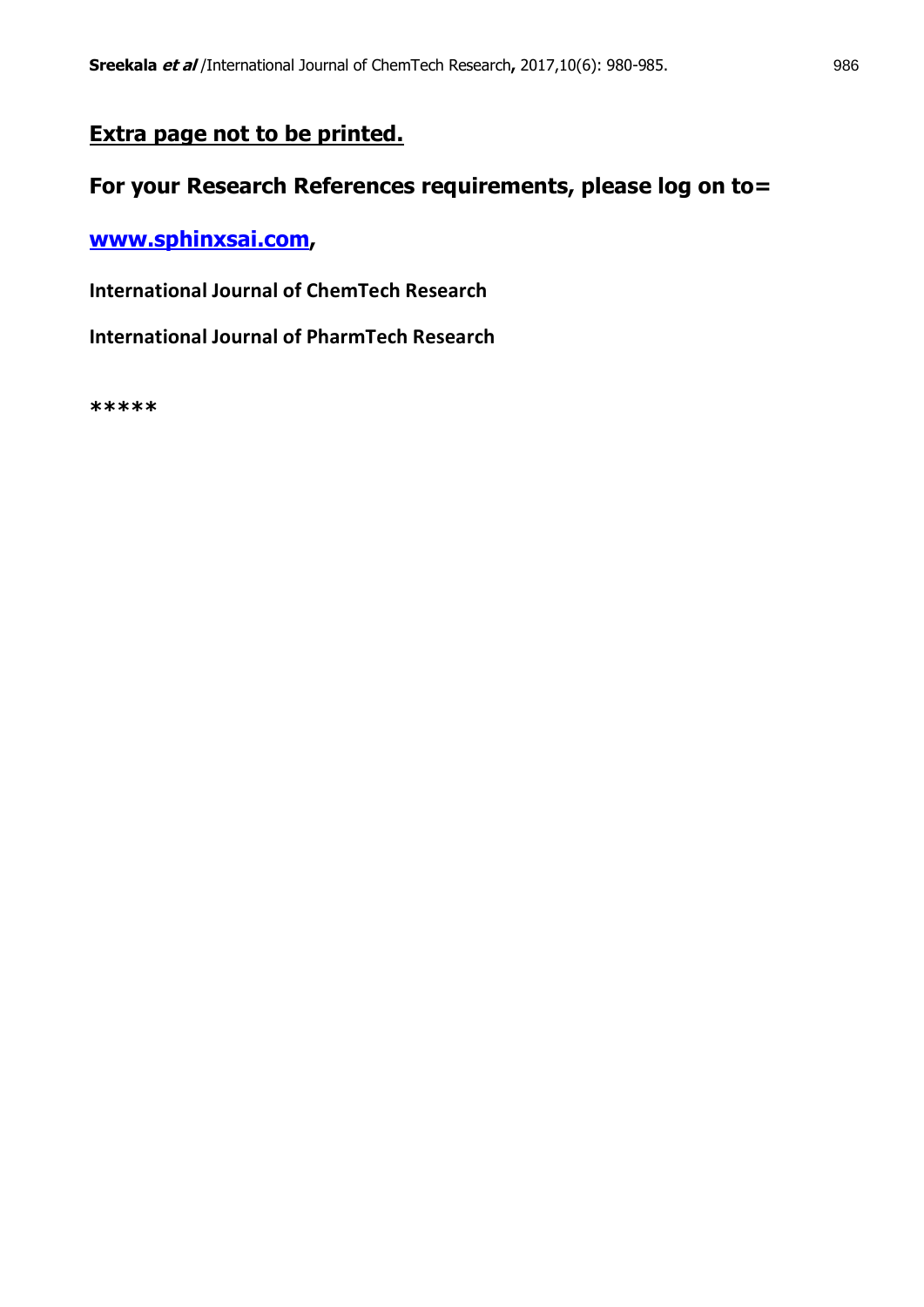**Extra page not to be printed.**

**For your Research References requirements, please log on to=**

**www.sphinxsai.com,**

**International Journal of ChemTech Research**

**International Journal of PharmTech Research**

*****